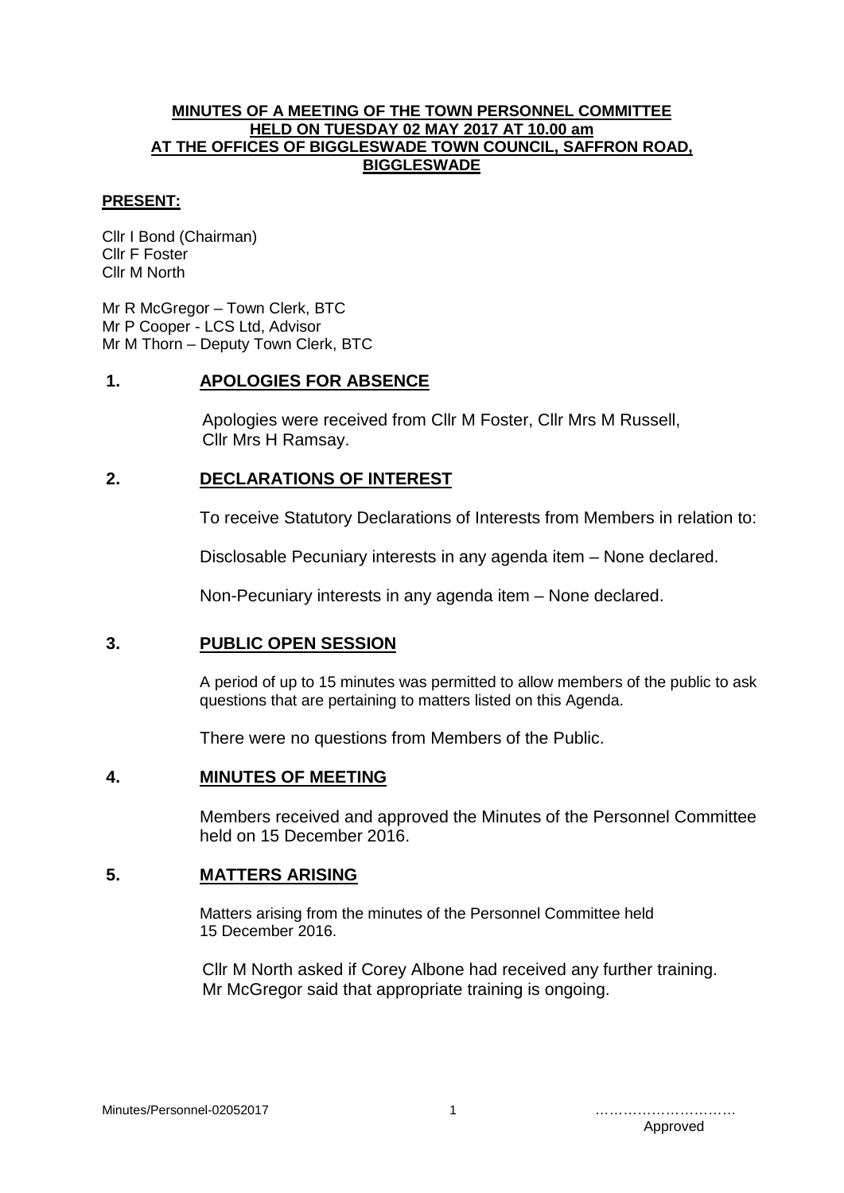# MINUTES OF A MEETING OF THE TOWN PERSONNEL COMMITTEE HELD ON TUESDAY 02 MAY 2017 AT 10.00 am AT THE OFFICES OF BIGGLESWADE TOWN COUNCIL, SAFFRON ROAD, BIGGLESWADE

**PRESENT:**

Cllr I Bond (Chairman)
Cllr F Foster
Cllr M North

Mr R McGregor – Town Clerk, BTC
Mr P Cooper - LCS Ltd, Advisor
Mr M Thorn – Deputy Town Clerk, BTC

## 1. APOLOGIES FOR ABSENCE

Apologies were received from Cllr M Foster, Cllr Mrs M Russell, Cllr Mrs H Ramsay.

## 2. DECLARATIONS OF INTEREST

To receive Statutory Declarations of Interests from Members in relation to:

Disclosable Pecuniary interests in any agenda item – None declared.

Non-Pecuniary interests in any agenda item – None declared.

## 3. PUBLIC OPEN SESSION

A period of up to 15 minutes was permitted to allow members of the public to ask questions that are pertaining to matters listed on this Agenda.

There were no questions from Members of the Public.

## 4. MINUTES OF MEETING

Members received and approved the Minutes of the Personnel Committee held on 15 December 2016.

## 5. MATTERS ARISING

Matters arising from the minutes of the Personnel Committee held 15 December 2016.

Cllr M North asked if Corey Albone had received any further training. Mr McGregor said that appropriate training is ongoing.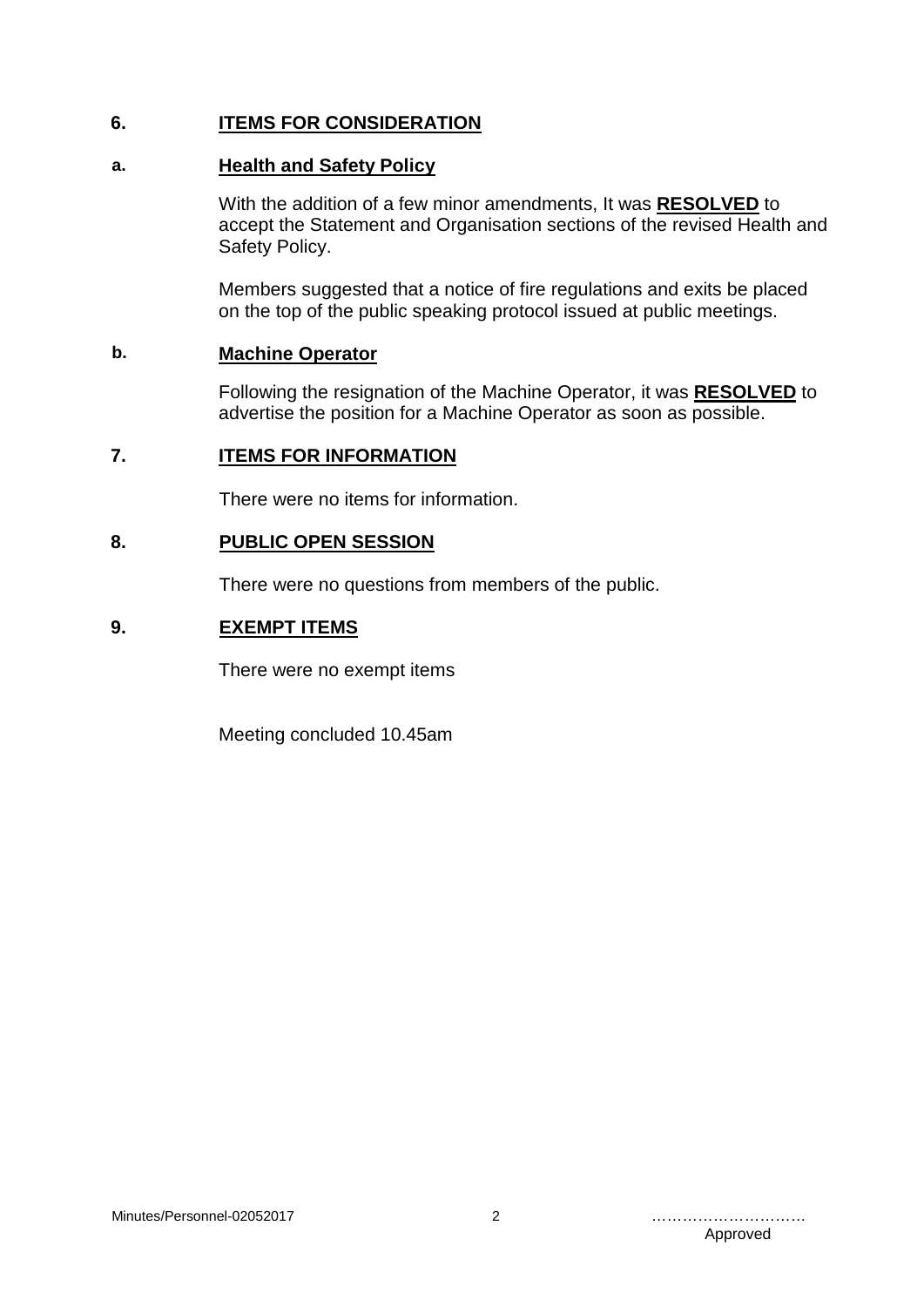## 6. ITEMS FOR CONSIDERATION

### a. Health and Safety Policy

With the addition of a few minor amendments, It was **RESOLVED** to accept the Statement and Organisation sections of the revised Health and Safety Policy.

Members suggested that a notice of fire regulations and exits be placed on the top of the public speaking protocol issued at public meetings.

### b. Machine Operator

Following the resignation of the Machine Operator, it was **RESOLVED** to advertise the position for a Machine Operator as soon as possible.

## 7. ITEMS FOR INFORMATION

There were no items for information.

## 8. PUBLIC OPEN SESSION

There were no questions from members of the public.

## 9. EXEMPT ITEMS

There were no exempt items

Meeting concluded 10.45am

…………………………
Approved